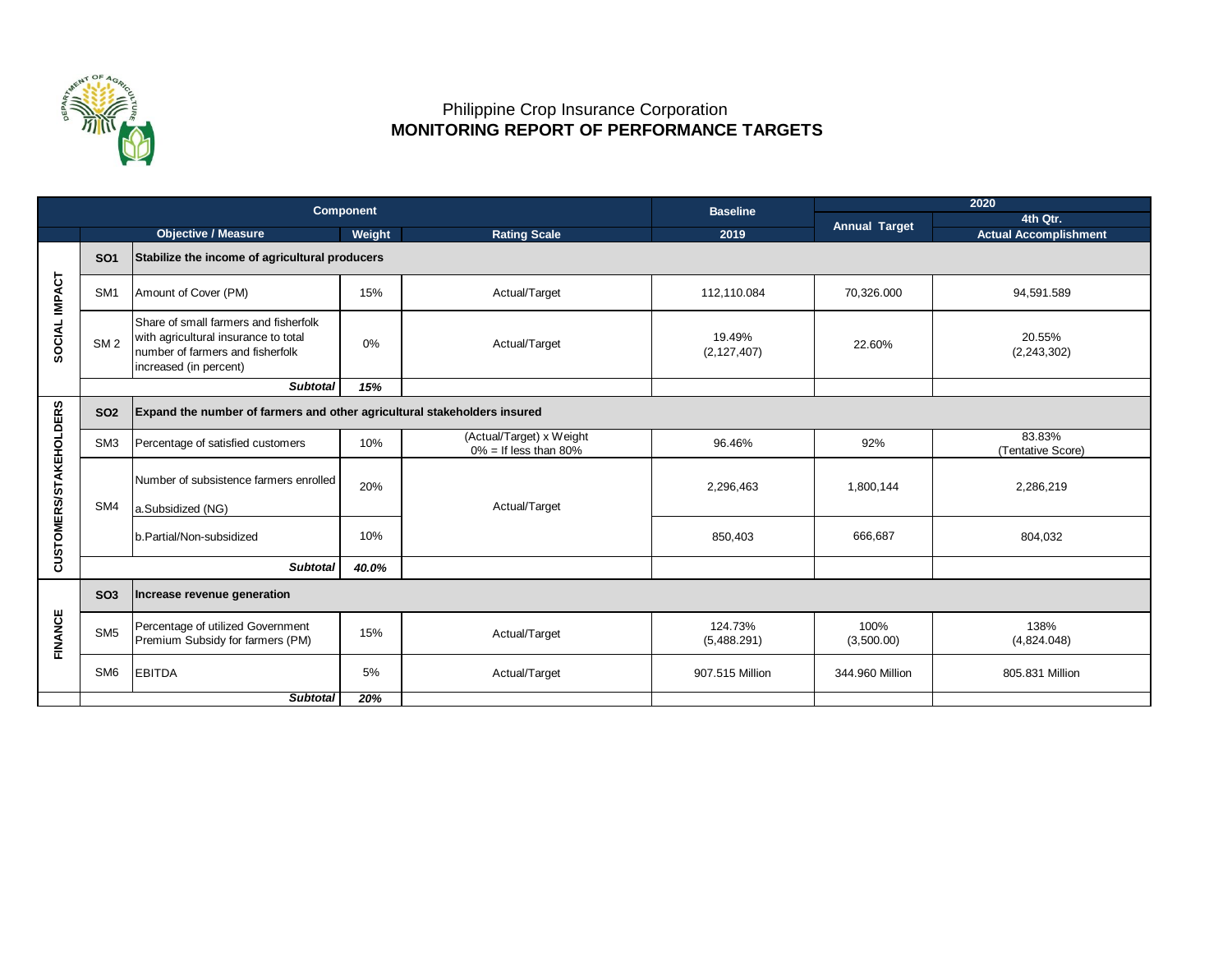Philippine Crop Insurance Corporation

**MONITORING REPORT OF PERFORMANCE TARGETS**

| Component | | | | | Baseline | 2020 | |
|---|---|---|---|---|---|---|---|
| | | | | | | Annual Target | 4th Qtr. |
| | Objective / Measure | | Weight | Rating Scale | 2019 | | Actual Accomplishment |
| SOCIAL IMPACT | **SO1** | **Stabilize the income of agricultural producers** | | | | | |
| | SM1 | Amount of Cover (PM) | 15% | Actual/Target | 112,110.084 | 70,326.000 | 94,591.589 |
| | SM 2 | Share of small farmers and fisherfolk with agricultural insurance to total number of farmers and fisherfolk increased (in percent) | 0% | Actual/Target | 19.49% (2,127,407) | 22.60% | 20.55% (2,243,302) |
| | | ***Subtotal*** | ***15%*** | | | | |
| CUSTOMERS/STAKEHOLDERS | **SO2** | **Expand the number of farmers and other agricultural stakeholders insured** | | | | | |
| | SM3 | Percentage of satisfied customers | 10% | (Actual/Target) x Weight 0% = If less than 80% | 96.46% | 92% | 83.83% (Tentative Score) |
| | SM4 | Number of subsistence farmers enrolled a.Subsidized (NG) | 20% | Actual/Target | 2,296,463 | 1,800,144 | 2,286,219 |
| | | b.Partial/Non-subsidized | 10% | | 850,403 | 666,687 | 804,032 |
| | | ***Subtotal*** | ***40.0%*** | | | | |
| FINANCE | **SO3** | **Increase revenue generation** | | | | | |
| | SM5 | Percentage of utilized Government Premium Subsidy for farmers (PM) | 15% | Actual/Target | 124.73% (5,488.291) | 100% (3,500.00) | 138% (4,824.048) |
| | SM6 | EBITDA | 5% | Actual/Target | 907.515 Million | 344.960 Million | 805.831 Million |
| | | ***Subtotal*** | ***20%*** | | | | |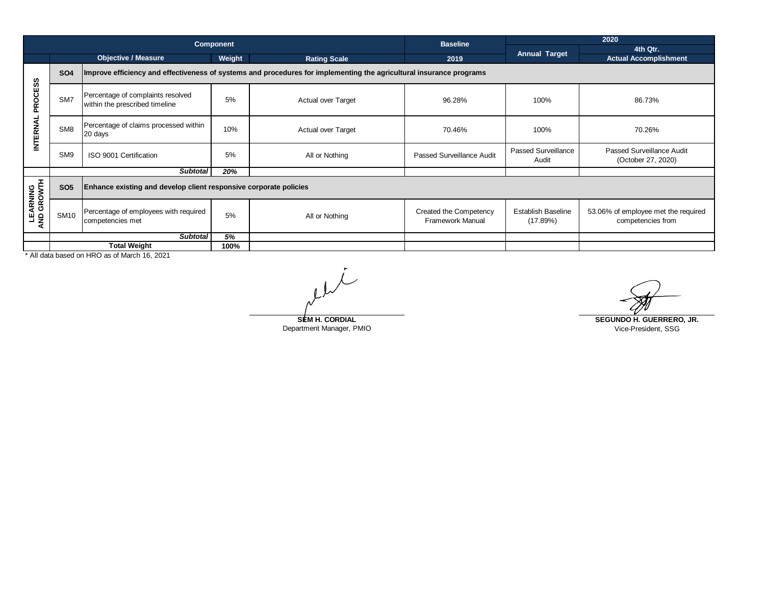| Component | | | | | Baseline | 2020 | |
|---|---|---|---|---|---|---|---|
| | | | | | | Annual Target | 4th Qtr. |
| | Objective / Measure | | Weight | Rating Scale | 2019 | | Actual Accomplishment |
| INTERNAL PROCESS | SO4 | Improve efficiency and effectiveness of systems and procedures for implementing the agricultural insurance programs | | | | | |
| | SM7 | Percentage of complaints resolved within the prescribed timeline | 5% | Actual over Target | 96.28% | 100% | 86.73% |
| | SM8 | Percentage of claims processed within 20 days | 10% | Actual over Target | 70.46% | 100% | 70.26% |
| | SM9 | ISO 9001 Certification | 5% | All or Nothing | Passed Surveillance Audit | Passed Surveillance Audit | Passed Surveillance Audit (October 27, 2020) |
| | | *Subtotal* | *20%* | | | | |
| LEARNING AND GROWTH | SO5 | Enhance existing and develop client responsive corporate policies | | | | | |
| | SM10 | Percentage of employees with required competencies met | 5% | All or Nothing | Created the Competency Framework Manual | Establish Baseline (17.89%) | 53.06% of employee met the required competencies from |
| | | *Subtotal* | *5%* | | | | |
| | | **Total Weight** | **100%** | | | | |

\* All data based on HRO as of March 16, 2021

**SEM H. CORDIAL**
Department Manager, PMIO

**SEGUNDO H. GUERRERO, JR.**
Vice-President, SSG